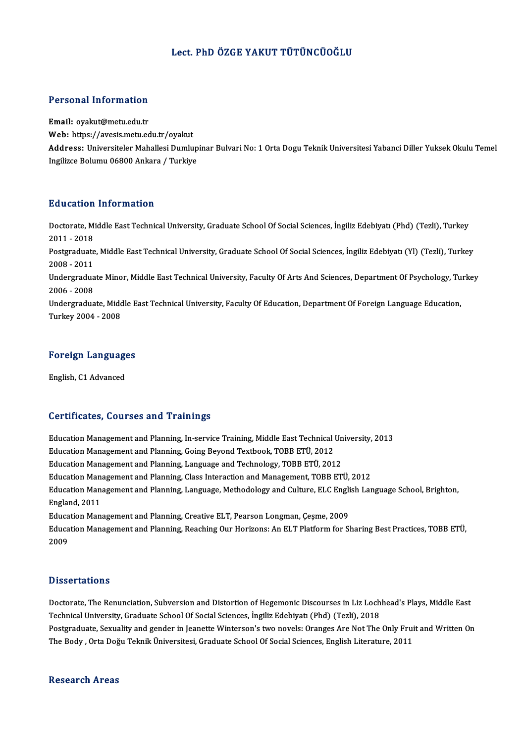# Lect. PhD ÖZGE YAKUT TÜTÜNCÜOĞLU

## Personal Information

**Email:** oyakut@metu.edu.tr
**Web:** https://avesis.metu.edu.tr/oyakut
**Address:** Universiteler Mahallesi Dumlupinar Bulvari No: 1 Orta Dogu Teknik Universitesi Yabanci Diller Yuksek Okulu Temel Ingilizce Bolumu 06800 Ankara / Turkiye

## Education Information

Doctorate, Middle East Technical University, Graduate School Of Social Sciences, İngiliz Edebiyatı (Phd) (Tezli), Turkey 2011 - 2018

Postgraduate, Middle East Technical University, Graduate School Of Social Sciences, İngiliz Edebiyatı (Yl) (Tezli), Turkey 2008 - 2011

Undergraduate Minor, Middle East Technical University, Faculty Of Arts And Sciences, Department Of Psychology, Turkey 2006 - 2008

Undergraduate, Middle East Technical University, Faculty Of Education, Department Of Foreign Language Education, Turkey 2004 - 2008

## Foreign Languages

English, C1 Advanced

## Certificates, Courses and Trainings

Education Management and Planning, In-service Training, Middle East Technical University, 2013

Education Management and Planning, Going Beyond Textbook, TOBB ETÜ, 2012

Education Management and Planning, Language and Technology, TOBB ETÜ, 2012

Education Management and Planning, Class Interaction and Management, TOBB ETÜ, 2012

Education Management and Planning, Language, Methodology and Culture, ELC English Language School, Brighton, England, 2011

Education Management and Planning, Creative ELT, Pearson Longman, Çeşme, 2009

Education Management and Planning, Reaching Our Horizons: An ELT Platform for Sharing Best Practices, TOBB ETÜ, 2009

## Dissertations

Doctorate, The Renunciation, Subversion and Distortion of Hegemonic Discourses in Liz Lochhead's Plays, Middle East Technical University, Graduate School Of Social Sciences, İngiliz Edebiyatı (Phd) (Tezli), 2018

Postgraduate, Sexuality and gender in Jeanette Winterson's two novels: Oranges Are Not The Only Fruit and Written On The Body , Orta Doğu Teknik Üniversitesi, Graduate School Of Social Sciences, English Literature, 2011

## Research Areas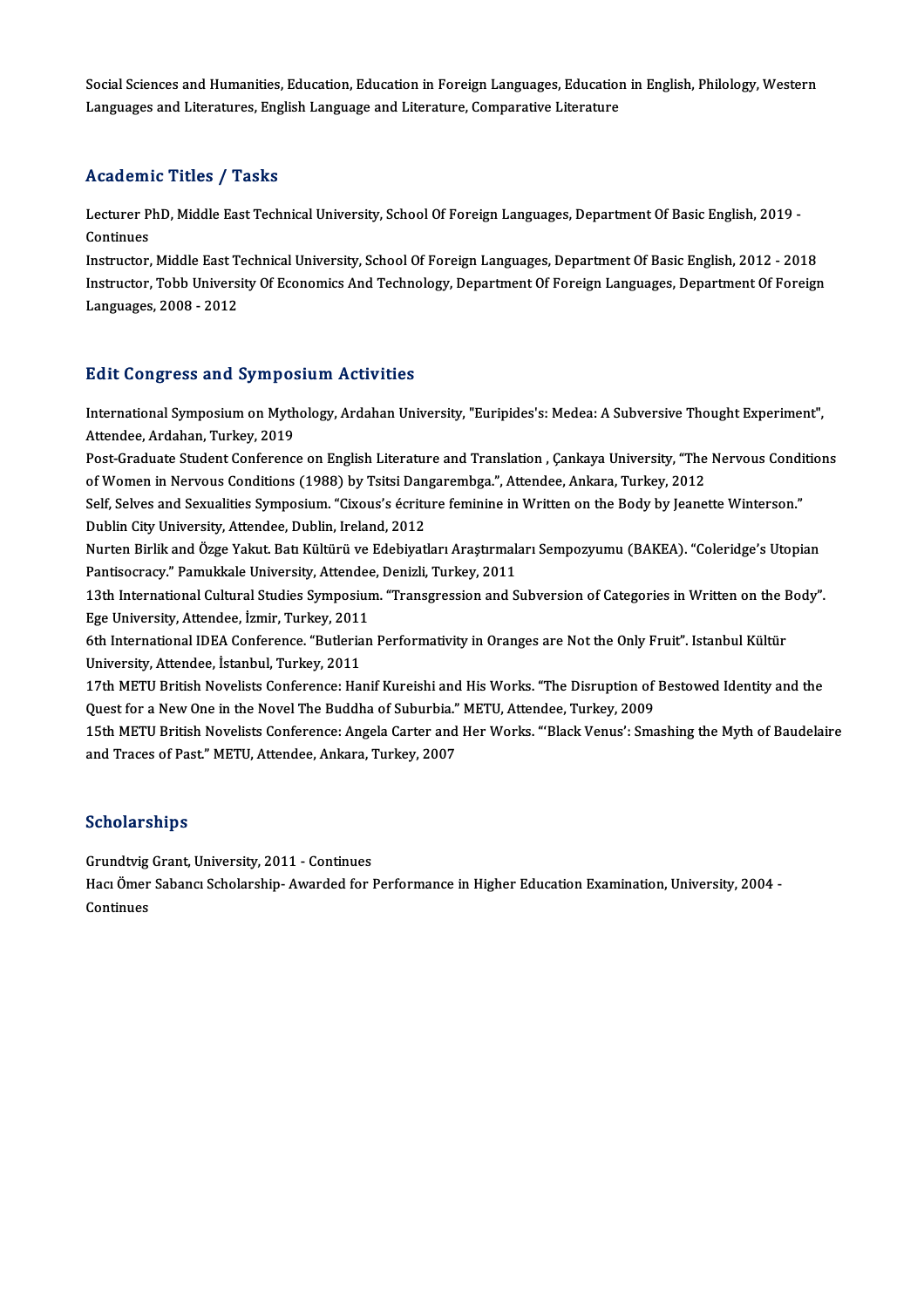Social Sciences and Humanities, Education, Education in Foreign Languages, Education in English, Philology, Western Languages and Literatures, English Language and Literature, Comparative Literature

## Academic Titles / Tasks

Lecturer PhD, Middle East Technical University, School Of Foreign Languages, Department Of Basic English, 2019 - Continues

Instructor, Middle East Technical University, School Of Foreign Languages, Department Of Basic English, 2012 - 2018

Instructor, Tobb University Of Economics And Technology, Department Of Foreign Languages, Department Of Foreign Languages, 2008 - 2012

## Edit Congress and Symposium Activities

International Symposium on Mythology, Ardahan University, "Euripides's: Medea: A Subversive Thought Experiment", Attendee, Ardahan, Turkey, 2019

Post-Graduate Student Conference on English Literature and Translation , Çankaya University, "The Nervous Conditions of Women in Nervous Conditions (1988) by Tsitsi Dangarembga.", Attendee, Ankara, Turkey, 2012

Self, Selves and Sexualities Symposium. "Cixous's écriture feminine in Written on the Body by Jeanette Winterson." Dublin City University, Attendee, Dublin, Ireland, 2012

Nurten Birlik and Özge Yakut. Batı Kültürü ve Edebiyatları Araştırmaları Sempozyumu (BAKEA). "Coleridge's Utopian Pantisocracy." Pamukkale University, Attendee, Denizli, Turkey, 2011

13th International Cultural Studies Symposium. "Transgression and Subversion of Categories in Written on the Body". Ege University, Attendee, İzmir, Turkey, 2011

6th International IDEA Conference. "Butlerian Performativity in Oranges are Not the Only Fruit". Istanbul Kültür University, Attendee, İstanbul, Turkey, 2011

17th METU British Novelists Conference: Hanif Kureishi and His Works. "The Disruption of Bestowed Identity and the Quest for a New One in the Novel The Buddha of Suburbia." METU, Attendee, Turkey, 2009

15th METU British Novelists Conference: Angela Carter and Her Works. "'Black Venus': Smashing the Myth of Baudelaire and Traces of Past." METU, Attendee, Ankara, Turkey, 2007

## Scholarships

Grundtvig Grant, University, 2011 - Continues

Hacı Ömer Sabancı Scholarship- Awarded for Performance in Higher Education Examination, University, 2004 - Continues